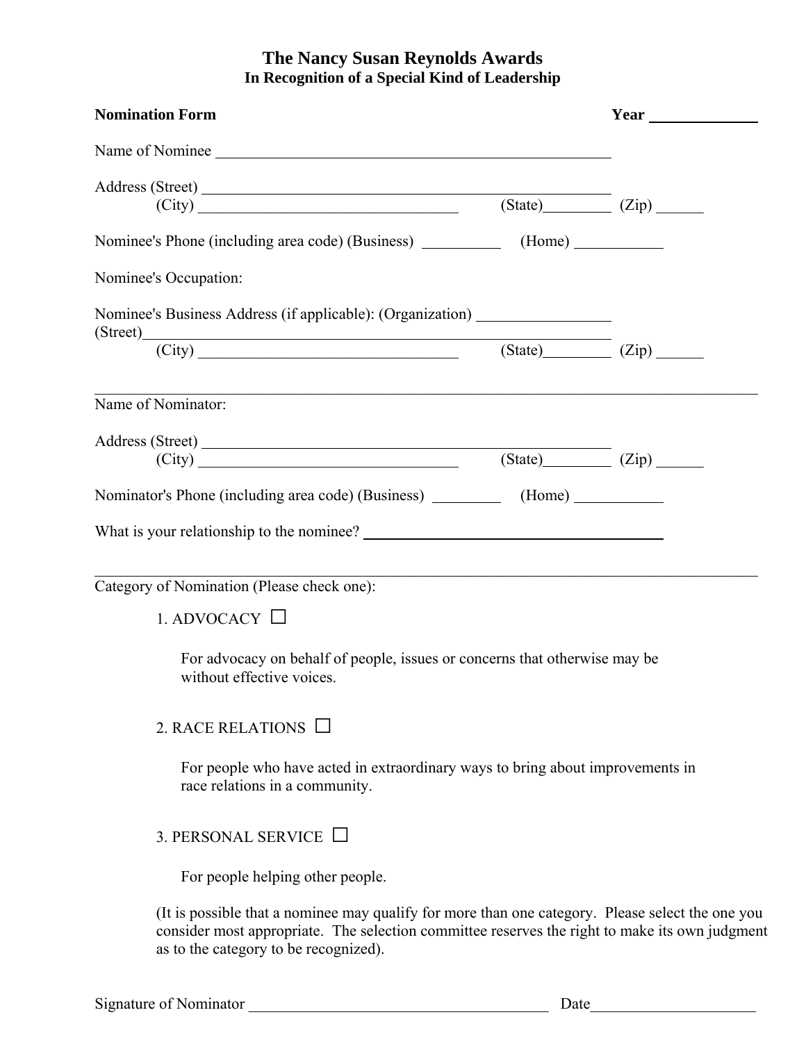# The Nancy Susan Reynolds Awards

## In Recognition of a Special Kind of Leadership

**Nomination Form** **Year** ____________

Name of Nominee ____________________________________________

Address (Street) ____________________________________________
(City) ______________________________ (State)________ (Zip) ______

Nominee's Phone (including area code) (Business) __________ (Home) ___________

Nominee's Occupation:

Nominee's Business Address (if applicable): (Organization) _________________
(Street)____________________________________________
(City) ______________________________ (State)________ (Zip) ______

---

Name of Nominator:

Address (Street) ____________________________________________
(City) ______________________________ (State)________ (Zip) ______

Nominator's Phone (including area code) (Business) _________ (Home) ___________

What is your relationship to the nominee? ______________________________

---

Category of Nomination (Please check one):

1. ADVOCACY ☐

   For advocacy on behalf of people, issues or concerns that otherwise may be without effective voices.

2. RACE RELATIONS ☐

   For people who have acted in extraordinary ways to bring about improvements in race relations in a community.

3. PERSONAL SERVICE ☐

   For people helping other people.

(It is possible that a nominee may qualify for more than one category. Please select the one you consider most appropriate. The selection committee reserves the right to make its own judgment as to the category to be recognized).

Signature of Nominator ____________________________________ Date____________________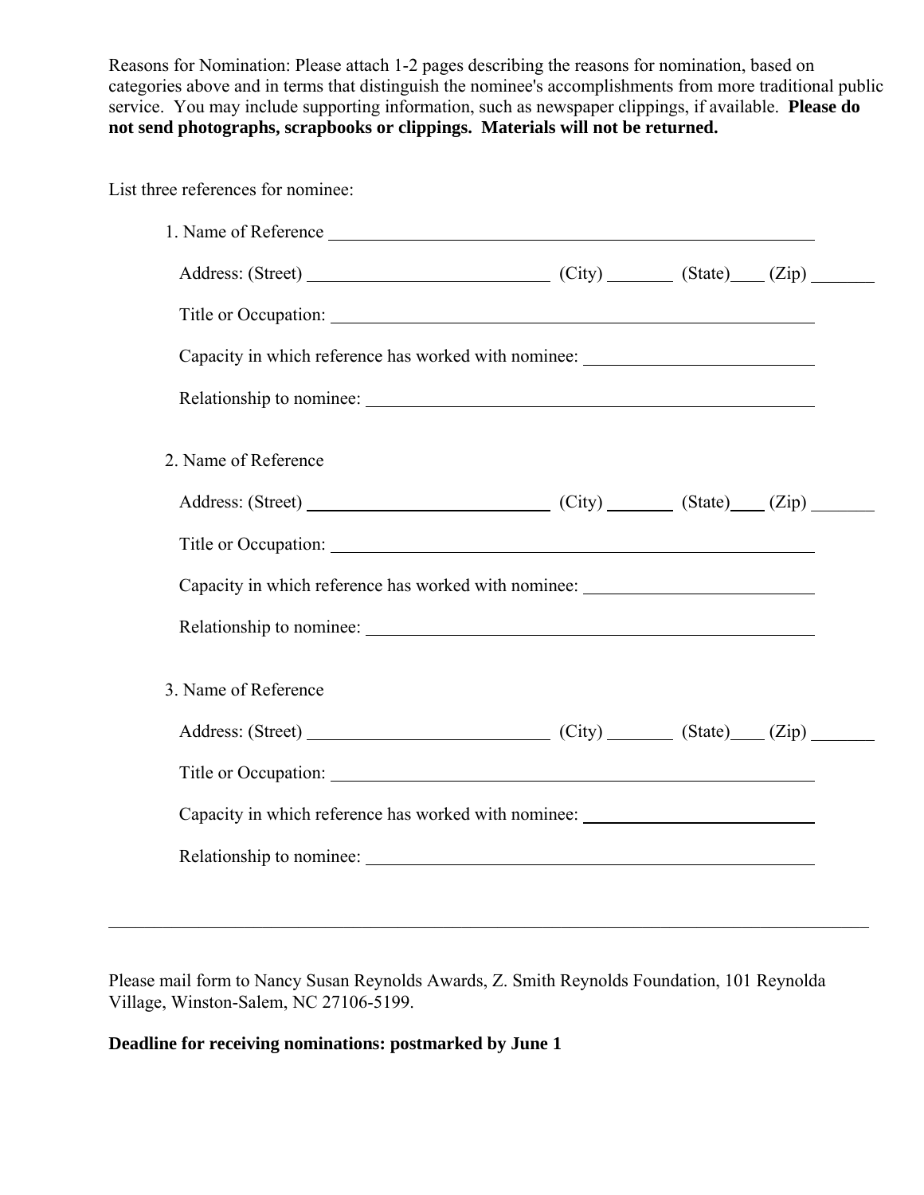Reasons for Nomination: Please attach 1-2 pages describing the reasons for nomination, based on categories above and in terms that distinguish the nominee's accomplishments from more traditional public service. You may include supporting information, such as newspaper clippings, if available. **Please do not send photographs, scrapbooks or clippings. Materials will not be returned.**

List three references for nominee:

1. Name of Reference ____________________________________________

   Address: (Street) ______________________ (City) _______ (State)____ (Zip) _______

   Title or Occupation: ____________________________________________

   Capacity in which reference has worked with nominee: ____________________

   Relationship to nominee: ________________________________________

2. Name of Reference

   Address: (Street) ______________________ (City) _______ (State)____ (Zip) _______

   Title or Occupation: ____________________________________________

   Capacity in which reference has worked with nominee: ____________________

   Relationship to nominee: ________________________________________

3. Name of Reference

   Address: (Street) ______________________ (City) _______ (State)____ (Zip) _______

   Title or Occupation: ____________________________________________

   Capacity in which reference has worked with nominee: ____________________

   Relationship to nominee: ________________________________________

---

Please mail form to Nancy Susan Reynolds Awards, Z. Smith Reynolds Foundation, 101 Reynolda Village, Winston-Salem, NC 27106-5199.

**Deadline for receiving nominations: postmarked by June 1**